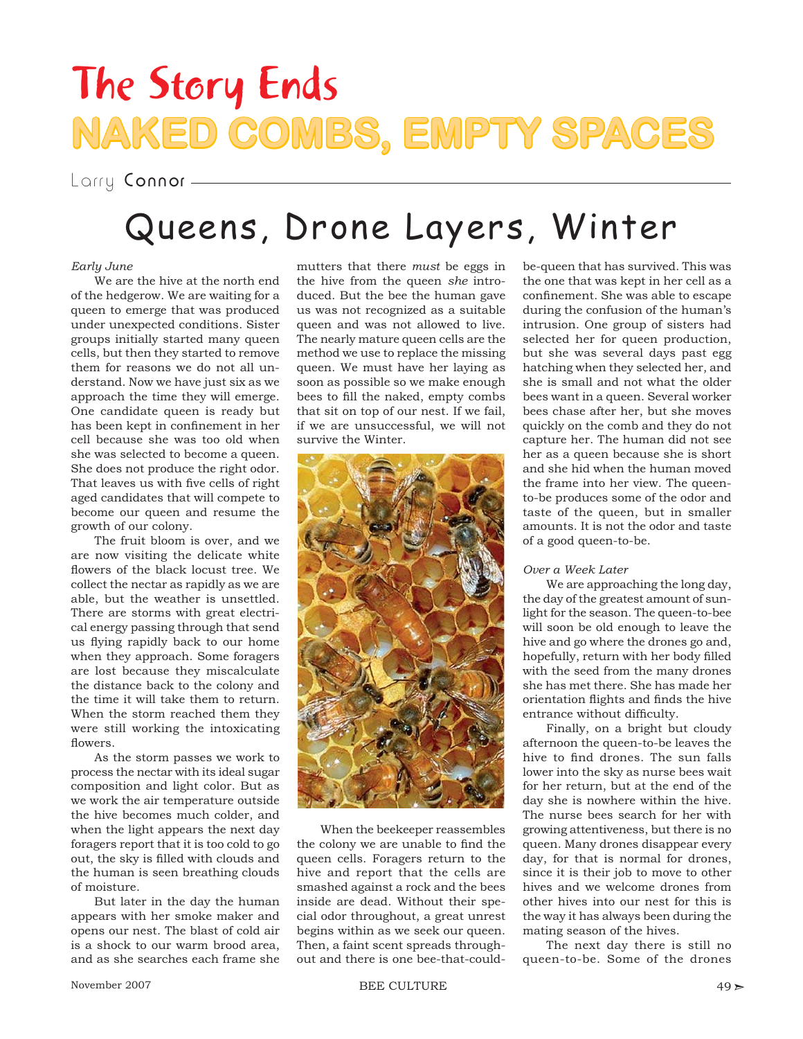# The Story Ends

# NAKED COMBS, EMPTY SPACES

Larry Connor

## Queens, Drone Layers, Winter

*Early June*

We are the hive at the north end of the hedgerow. We are waiting for a queen to emerge that was produced under unexpected conditions. Sister groups initially started many queen cells, but then they started to remove them for reasons we do not all understand. Now we have just six as we approach the time they will emerge. One candidate queen is ready but has been kept in confinement in her cell because she was too old when she was selected to become a queen. She does not produce the right odor. That leaves us with five cells of right aged candidates that will compete to become our queen and resume the growth of our colony.

The fruit bloom is over, and we are now visiting the delicate white flowers of the black locust tree. We collect the nectar as rapidly as we are able, but the weather is unsettled. There are storms with great electrical energy passing through that send us flying rapidly back to our home when they approach. Some foragers are lost because they miscalculate the distance back to the colony and the time it will take them to return. When the storm reached them they were still working the intoxicating flowers.

As the storm passes we work to process the nectar with its ideal sugar composition and light color. But as we work the air temperature outside the hive becomes much colder, and when the light appears the next day foragers report that it is too cold to go out, the sky is filled with clouds and the human is seen breathing clouds of moisture.

But later in the day the human appears with her smoke maker and opens our nest. The blast of cold air is a shock to our warm brood area, and as she searches each frame she mutters that there *must* be eggs in the hive from the queen *she* introduced. But the bee the human gave us was not recognized as a suitable queen and was not allowed to live. The nearly mature queen cells are the method we use to replace the missing queen. We must have her laying as soon as possible so we make enough bees to fill the naked, empty combs that sit on top of our nest. If we fail, if we are unsuccessful, we will not survive the Winter.

When the beekeeper reassembles the colony we are unable to find the queen cells. Foragers return to the hive and report that the cells are smashed against a rock and the bees inside are dead. Without their special odor throughout, a great unrest begins within as we seek our queen. Then, a faint scent spreads throughout and there is one bee-that-could-be-queen that has survived. This was the one that was kept in her cell as a confinement. She was able to escape during the confusion of the human's intrusion. One group of sisters had selected her for queen production, but she was several days past egg hatching when they selected her, and she is small and not what the older bees want in a queen. Several worker bees chase after her, but she moves quickly on the comb and they do not capture her. The human did not see her as a queen because she is short and she hid when the human moved the frame into her view. The queen-to-be produces some of the odor and taste of the queen, but in smaller amounts. It is not the odor and taste of a good queen-to-be.

*Over a Week Later*

We are approaching the long day, the day of the greatest amount of sunlight for the season. The queen-to-bee will soon be old enough to leave the hive and go where the drones go and, hopefully, return with her body filled with the seed from the many drones she has met there. She has made her orientation flights and finds the hive entrance without difficulty.

Finally, on a bright but cloudy afternoon the queen-to-be leaves the hive to find drones. The sun falls lower into the sky as nurse bees wait for her return, but at the end of the day she is nowhere within the hive. The nurse bees search for her with growing attentiveness, but there is no queen. Many drones disappear every day, for that is normal for drones, since it is their job to move to other hives and we welcome drones from other hives into our nest for this is the way it has always been during the mating season of the hives.

The next day there is still no queen-to-be. Some of the drones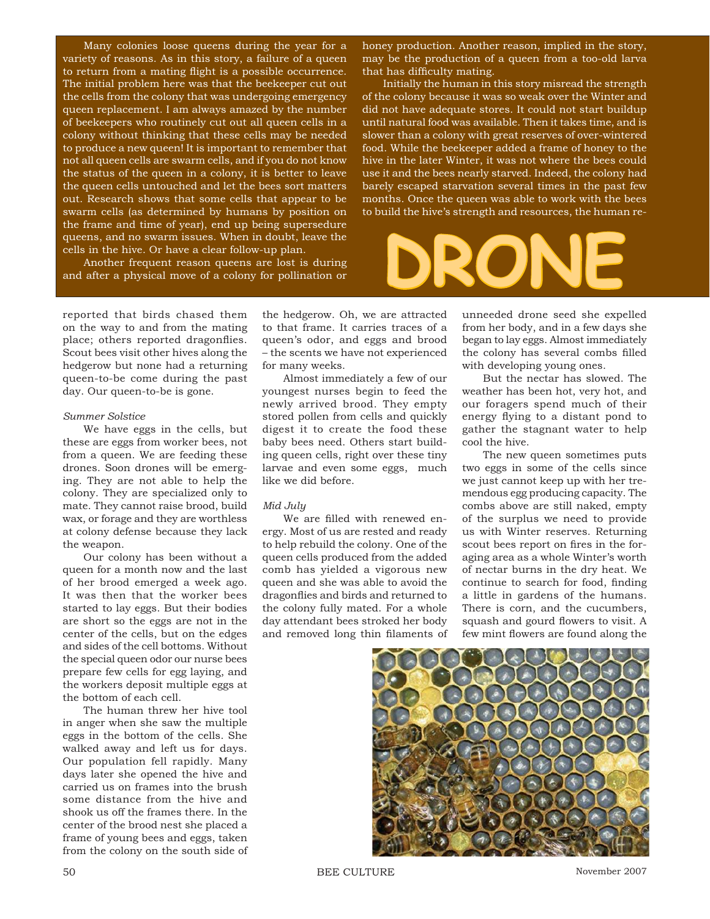Many colonies loose queens during the year for a variety of reasons. As in this story, a failure of a queen to return from a mating flight is a possible occurrence. The initial problem here was that the beekeeper cut out the cells from the colony that was undergoing emergency queen replacement. I am always amazed by the number of beekeepers who routinely cut out all queen cells in a colony without thinking that these cells may be needed to produce a new queen! It is important to remember that not all queen cells are swarm cells, and if you do not know the status of the queen in a colony, it is better to leave the queen cells untouched and let the bees sort matters out. Research shows that some cells that appear to be swarm cells (as determined by humans by position on the frame and time of year), end up being supersedure queens, and no swarm issues. When in doubt, leave the cells in the hive. Or have a clear follow-up plan.

Another frequent reason queens are lost is during and after a physical move of a colony for pollination or honey production. Another reason, implied in the story, may be the production of a queen from a too-old larva that has difficulty mating.

Initially the human in this story misread the strength of the colony because it was so weak over the Winter and did not have adequate stores. It could not start buildup until natural food was available. Then it takes time, and is slower than a colony with great reserves of over-wintered food. While the beekeeper added a frame of honey to the hive in the later Winter, it was not where the bees could use it and the bees nearly starved. Indeed, the colony had barely escaped starvation several times in the past few months. Once the queen was able to work with the bees to build the hive's strength and resources, the human re-

# DRONE

reported that birds chased them on the way to and from the mating place; others reported dragonflies. Scout bees visit other hives along the hedgerow but none had a returning queen-to-be come during the past day. Our queen-to-be is gone.

*Summer Solstice*

We have eggs in the cells, but these are eggs from worker bees, not from a queen. We are feeding these drones. Soon drones will be emerging. They are not able to help the colony. They are specialized only to mate. They cannot raise brood, build wax, or forage and they are worthless at colony defense because they lack the weapon.

Our colony has been without a queen for a month now and the last of her brood emerged a week ago. It was then that the worker bees started to lay eggs. But their bodies are short so the eggs are not in the center of the cells, but on the edges and sides of the cell bottoms. Without the special queen odor our nurse bees prepare few cells for egg laying, and the workers deposit multiple eggs at the bottom of each cell.

The human threw her hive tool in anger when she saw the multiple eggs in the bottom of the cells. She walked away and left us for days. Our population fell rapidly. Many days later she opened the hive and carried us on frames into the brush some distance from the hive and shook us off the frames there. In the center of the brood nest she placed a frame of young bees and eggs, taken from the colony on the south side of the hedgerow. Oh, we are attracted to that frame. It carries traces of a queen's odor, and eggs and brood – the scents we have not experienced for many weeks.

Almost immediately a few of our youngest nurses begin to feed the newly arrived brood. They empty stored pollen from cells and quickly digest it to create the food these baby bees need. Others start building queen cells, right over these tiny larvae and even some eggs, much like we did before.

*Mid July*

We are filled with renewed energy. Most of us are rested and ready to help rebuild the colony. One of the queen cells produced from the added comb has yielded a vigorous new queen and she was able to avoid the dragonflies and birds and returned to the colony fully mated. For a whole day attendant bees stroked her body and removed long thin filaments of unneeded drone seed she expelled from her body, and in a few days she began to lay eggs. Almost immediately the colony has several combs filled with developing young ones.

But the nectar has slowed. The weather has been hot, very hot, and our foragers spend much of their energy flying to a distant pond to gather the stagnant water to help cool the hive.

The new queen sometimes puts two eggs in some of the cells since we just cannot keep up with her tremendous egg producing capacity. The combs above are still naked, empty of the surplus we need to provide us with Winter reserves. Returning scout bees report on fires in the foraging area as a whole Winter's worth of nectar burns in the dry heat. We continue to search for food, finding a little in gardens of the humans. There is corn, and the cucumbers, squash and gourd flowers to visit. A few mint flowers are found along the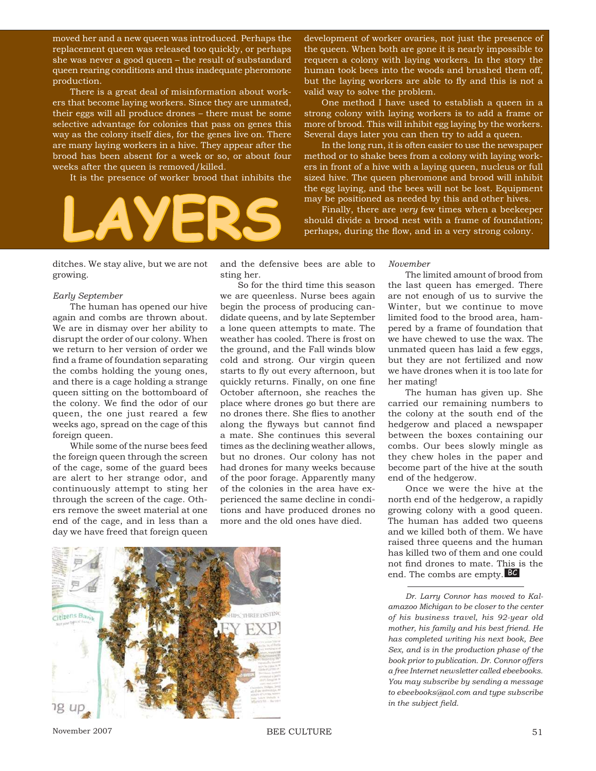moved her and a new queen was introduced. Perhaps the replacement queen was released too quickly, or perhaps she was never a good queen – the result of substandard queen rearing conditions and thus inadequate pheromone production.

There is a great deal of misinformation about workers that become laying workers. Since they are unmated, their eggs will all produce drones – there must be some selective advantage for colonies that pass on genes this way as the colony itself dies, for the genes live on. There are many laying workers in a hive. They appear after the brood has been absent for a week or so, or about four weeks after the queen is removed/killed.

It is the presence of worker brood that inhibits the development of worker ovaries, not just the presence of the queen. When both are gone it is nearly impossible to requeen a colony with laying workers. In the story the human took bees into the woods and brushed them off, but the laying workers are able to fly and this is not a valid way to solve the problem.

One method I have used to establish a queen in a strong colony with laying workers is to add a frame or more of brood. This will inhibit egg laying by the workers. Several days later you can then try to add a queen.

In the long run, it is often easier to use the newspaper method or to shake bees from a colony with laying workers in front of a hive with a laying queen, nucleus or full sized hive. The queen pheromone and brood will inhibit the egg laying, and the bees will not be lost. Equipment may be positioned as needed by this and other hives.

Finally, there are *very* few times when a beekeeper should divide a brood nest with a frame of foundation; perhaps, during the flow, and in a very strong colony.

# LAYERS

ditches. We stay alive, but we are not growing.

*Early September*

The human has opened our hive again and combs are thrown about. We are in dismay over her ability to disrupt the order of our colony. When we return to her version of order we find a frame of foundation separating the combs holding the young ones, and there is a cage holding a strange queen sitting on the bottomboard of the colony. We find the odor of our queen, the one just reared a few weeks ago, spread on the cage of this foreign queen.

While some of the nurse bees feed the foreign queen through the screen of the cage, some of the guard bees are alert to her strange odor, and continuously attempt to sting her through the screen of the cage. Others remove the sweet material at one end of the cage, and in less than a day we have freed that foreign queen and the defensive bees are able to sting her.

So for the third time this season we are queenless. Nurse bees again begin the process of producing candidate queens, and by late September a lone queen attempts to mate. The weather has cooled. There is frost on the ground, and the Fall winds blow cold and strong. Our virgin queen starts to fly out every afternoon, but quickly returns. Finally, on one fine October afternoon, she reaches the place where drones go but there are no drones there. She flies to another along the flyways but cannot find a mate. She continues this several times as the declining weather allows, but no drones. Our colony has not had drones for many weeks because of the poor forage. Apparently many of the colonies in the area have experienced the same decline in conditions and have produced drones no more and the old ones have died.

*November*

The limited amount of brood from the last queen has emerged. There are not enough of us to survive the Winter, but we continue to move limited food to the brood area, hampered by a frame of foundation that we have chewed to use the wax. The unmated queen has laid a few eggs, but they are not fertilized and now we have drones when it is too late for her mating!

The human has given up. She carried our remaining numbers to the colony at the south end of the hedgerow and placed a newspaper between the boxes containing our combs. Our bees slowly mingle as they chew holes in the paper and become part of the hive at the south end of the hedgerow.

Once we were the hive at the north end of the hedgerow, a rapidly growing colony with a good queen. The human has added two queens and we killed both of them. We have raised three queens and the human has killed two of them and one could not find drones to mate. This is the end. The combs are empty. BC

---

*Dr. Larry Connor has moved to Kalamazoo Michigan to be closer to the center of his business travel, his 92-year old mother, his family and his best friend. He has completed writing his next book, Bee Sex, and is in the production phase of the book prior to publication. Dr. Connor offers a free Internet newsletter called ebeebooks. You may subscribe by sending a message to ebeebooks@aol.com and type subscribe in the subject field.*